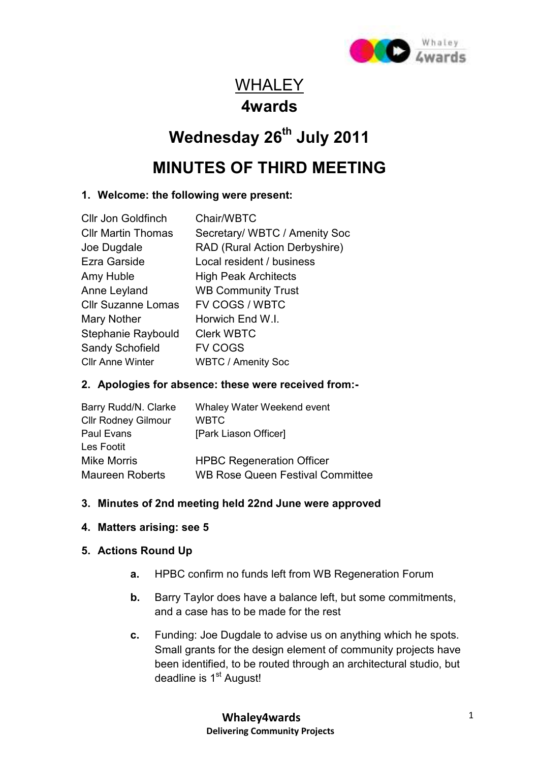// WHALEY
# 4wards

## Wednesday 26th July 2011

## MINUTES OF THIRD MEETING

### 1. Welcome: the following were present:

| | |
|---|---|
| Cllr Jon Goldfinch | Chair/WBTC |
| Cllr Martin Thomas | Secretary/ WBTC / Amenity Soc |
| Joe Dugdale | RAD (Rural Action Derbyshire) |
| Ezra Garside | Local resident / business |
| Amy Huble | High Peak Architects |
| Anne Leyland | WB Community Trust |
| Cllr Suzanne Lomas | FV COGS / WBTC |
| Mary Nother | Horwich End W.I. |
| Stephanie Raybould | Clerk WBTC |
| Sandy Schofield | FV COGS |
| Cllr Anne Winter | WBTC / Amenity Soc |

### 2. Apologies for absence: these were received from:-

| | |
|---|---|
| Barry Rudd/N. Clarke | Whaley Water Weekend event |
| Cllr Rodney Gilmour | WBTC |
| Paul Evans | [Park Liason Officer] |
| Les Footit | |
| Mike Morris | HPBC Regeneration Officer |
| Maureen Roberts | WB Rose Queen Festival Committee |

### 3. Minutes of 2nd meeting held 22nd June were approved

### 4. Matters arising: see 5

### 5. Actions Round Up

- **a.** HPBC confirm no funds left from WB Regeneration Forum
- **b.** Barry Taylor does have a balance left, but some commitments, and a case has to be made for the rest
- **c.** Funding: Joe Dugdale to advise us on anything which he spots. Small grants for the design element of community projects have been identified, to be routed through an architectural studio, but deadline is 1st August!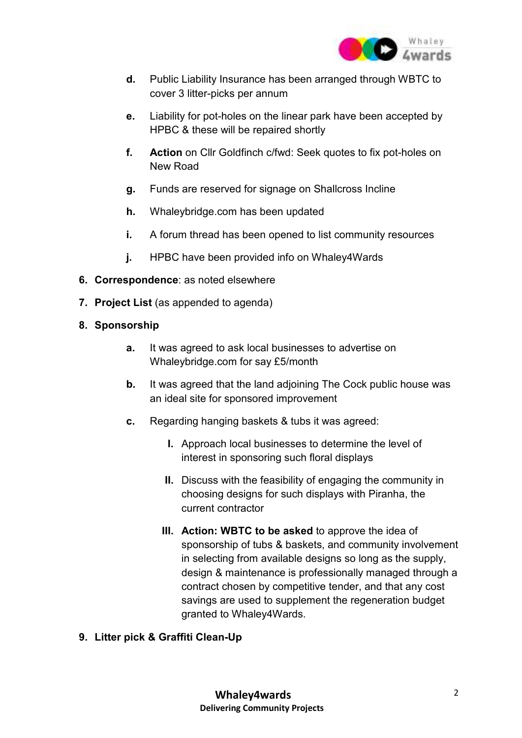- **d.** Public Liability Insurance has been arranged through WBTC to cover 3 litter-picks per annum
- **e.** Liability for pot-holes on the linear park have been accepted by HPBC & these will be repaired shortly
- **f.** **Action** on Cllr Goldfinch c/fwd: Seek quotes to fix pot-holes on New Road
- **g.** Funds are reserved for signage on Shallcross Incline
- **h.** Whaleybridge.com has been updated
- **i.** A forum thread has been opened to list community resources
- **j.** HPBC have been provided info on Whaley4Wards

6. **Correspondence**: as noted elsewhere
7. **Project List** (as appended to agenda)
8. **Sponsorship**

- **a.** It was agreed to ask local businesses to advertise on Whaleybridge.com for say £5/month
- **b.** It was agreed that the land adjoining The Cock public house was an ideal site for sponsored improvement
- **c.** Regarding hanging baskets & tubs it was agreed:
  - **I.** Approach local businesses to determine the level of interest in sponsoring such floral displays
  - **II.** Discuss with the feasibility of engaging the community in choosing designs for such displays with Piranha, the current contractor
  - **III.** **Action: WBTC to be asked** to approve the idea of sponsorship of tubs & baskets, and community involvement in selecting from available designs so long as the supply, design & maintenance is professionally managed through a contract chosen by competitive tender, and that any cost savings are used to supplement the regeneration budget granted to Whaley4Wards.

9. **Litter pick & Graffiti Clean-Up**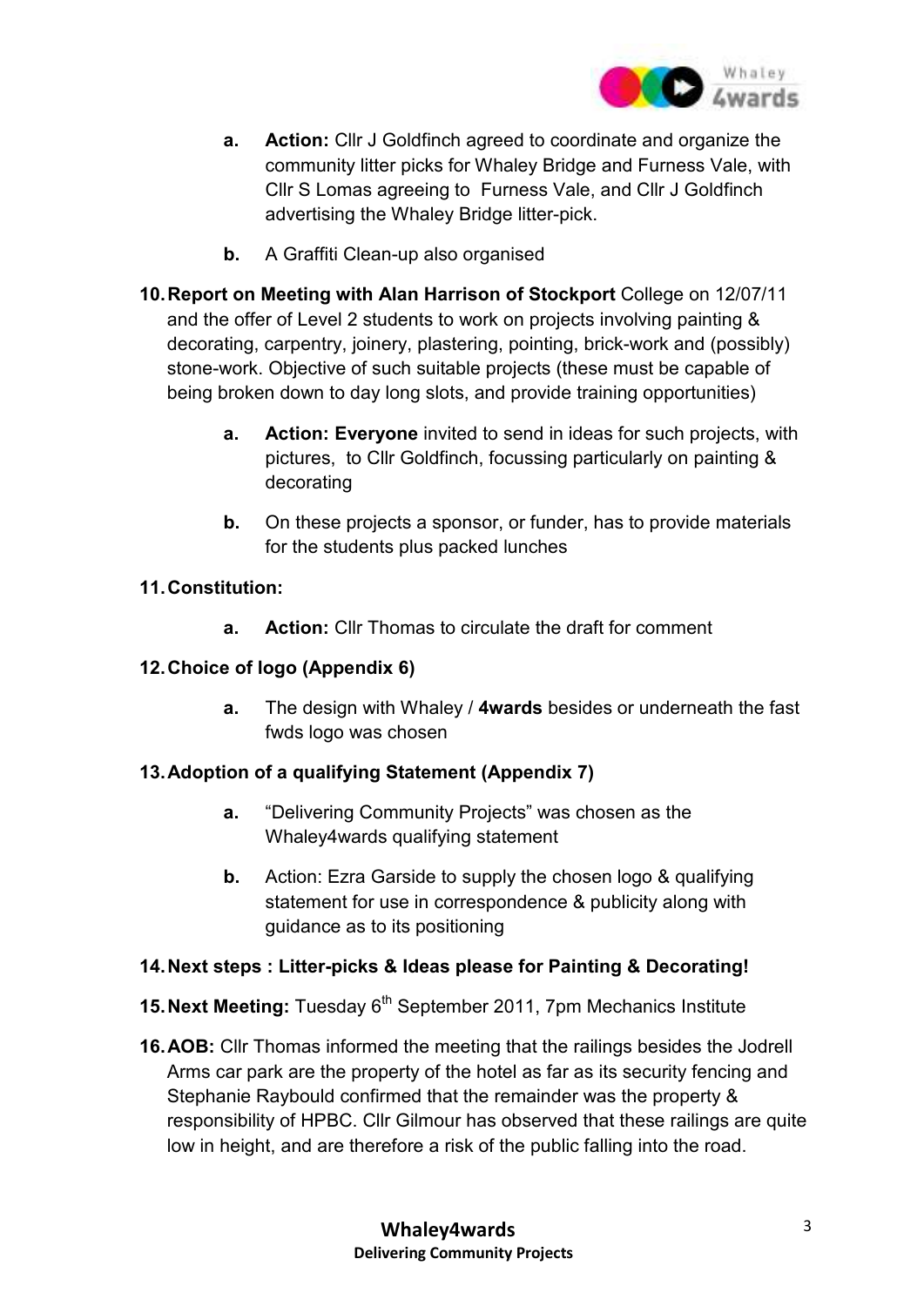a. **Action:** Cllr J Goldfinch agreed to coordinate and organize the community litter picks for Whaley Bridge and Furness Vale, with Cllr S Lomas agreeing to Furness Vale, and Cllr J Goldfinch advertising the Whaley Bridge litter-pick.

b. A Graffiti Clean-up also organised

10. **Report on Meeting with Alan Harrison of Stockport** College on 12/07/11 and the offer of Level 2 students to work on projects involving painting & decorating, carpentry, joinery, plastering, pointing, brick-work and (possibly) stone-work. Objective of such suitable projects (these must be capable of being broken down to day long slots, and provide training opportunities)

    a. **Action: Everyone** invited to send in ideas for such projects, with pictures, to Cllr Goldfinch, focussing particularly on painting & decorating

    b. On these projects a sponsor, or funder, has to provide materials for the students plus packed lunches

11. **Constitution:**

    a. **Action:** Cllr Thomas to circulate the draft for comment

12. **Choice of logo (Appendix 6)**

    a. The design with Whaley / **4wards** besides or underneath the fast fwds logo was chosen

13. **Adoption of a qualifying Statement (Appendix 7)**

    a. "Delivering Community Projects" was chosen as the Whaley4wards qualifying statement

    b. Action: Ezra Garside to supply the chosen logo & qualifying statement for use in correspondence & publicity along with guidance as to its positioning

14. **Next steps : Litter-picks & Ideas please for Painting & Decorating!**

15. **Next Meeting:** Tuesday 6th September 2011, 7pm Mechanics Institute

16. **AOB:** Cllr Thomas informed the meeting that the railings besides the Jodrell Arms car park are the property of the hotel as far as its security fencing and Stephanie Raybould confirmed that the remainder was the property & responsibility of HPBC. Cllr Gilmour has observed that these railings are quite low in height, and are therefore a risk of the public falling into the road.